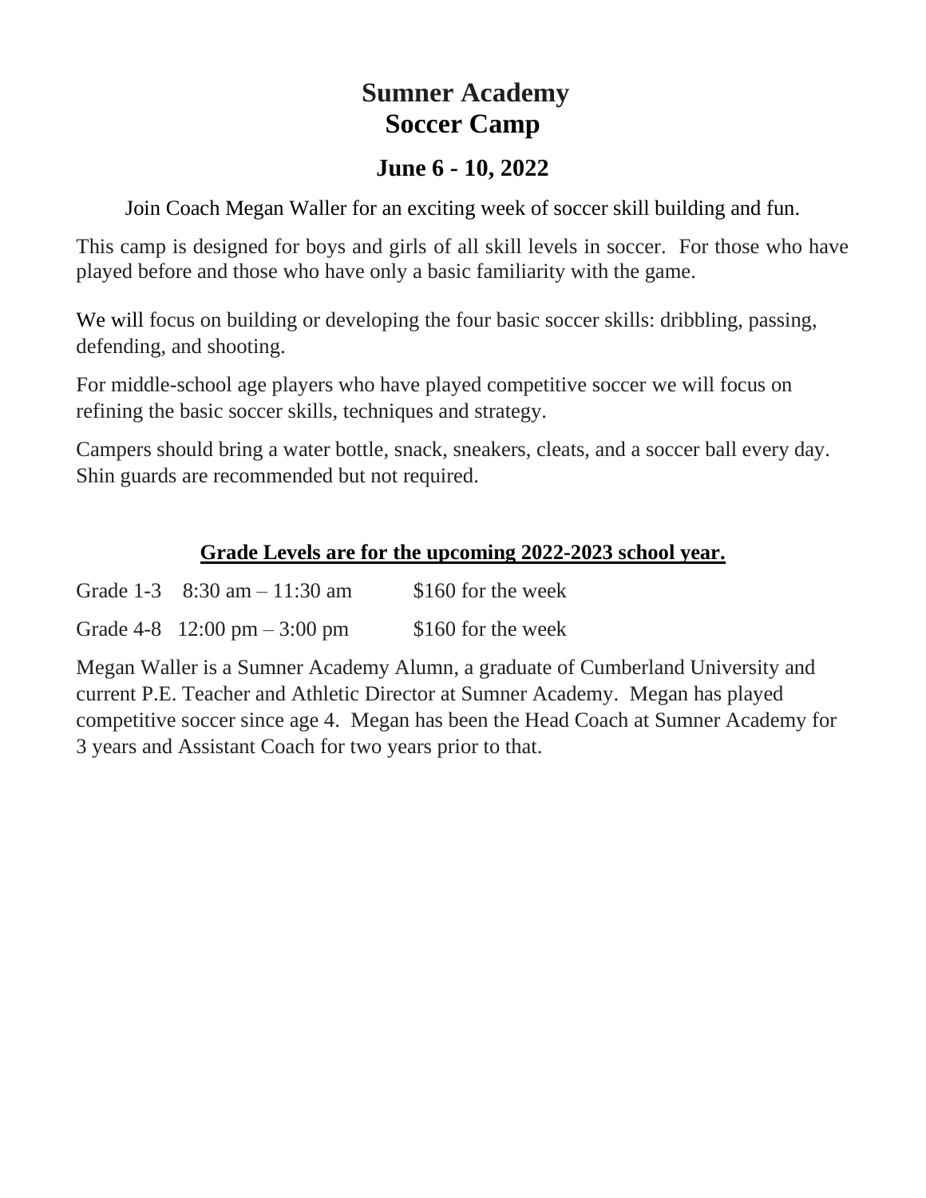# Sumner Academy
# Soccer Camp

## June 6 - 10, 2022

Join Coach Megan Waller for an exciting week of soccer skill building and fun.

This camp is designed for boys and girls of all skill levels in soccer. For those who have played before and those who have only a basic familiarity with the game.

We will focus on building or developing the four basic soccer skills: dribbling, passing, defending, and shooting.

For middle-school age players who have played competitive soccer we will focus on refining the basic soccer skills, techniques and strategy.

Campers should bring a water bottle, snack, sneakers, cleats, and a soccer ball every day. Shin guards are recommended but not required.

**<u>Grade Levels are for the upcoming 2022-2023 school year.</u>**

| Grade | Time | Cost |
|---|---|---|
| Grade 1-3 | 8:30 am – 11:30 am | $160 for the week |
| Grade 4-8 | 12:00 pm – 3:00 pm | $160 for the week |

Megan Waller is a Sumner Academy Alumn, a graduate of Cumberland University and current P.E. Teacher and Athletic Director at Sumner Academy. Megan has played competitive soccer since age 4. Megan has been the Head Coach at Sumner Academy for 3 years and Assistant Coach for two years prior to that.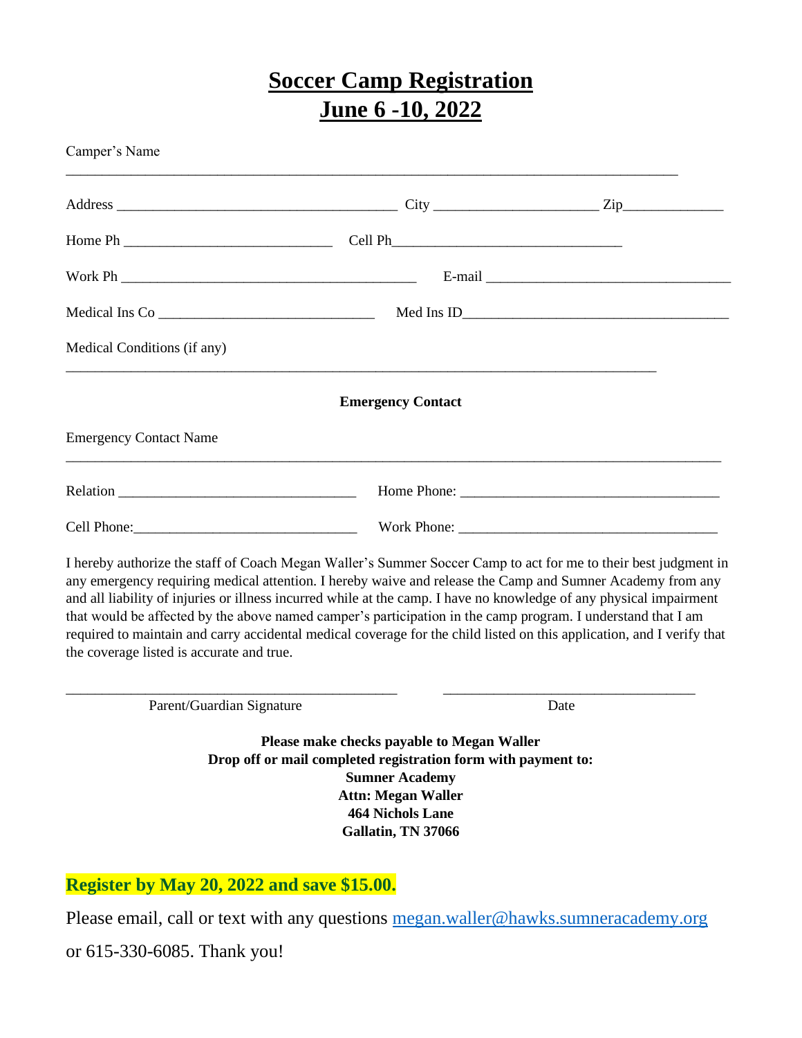# Soccer Camp Registration
# June 6 -10, 2022

Camper's Name

_______________________________________________________________________________

Address ____________________________________ City _____________________ Zip_____________

Home Ph ___________________________ Cell Ph_____________________________

Work Ph _______________________________________ E-mail ________________________________

Medical Ins Co ____________________________ Med Ins ID_________________________________

Medical Conditions (if any)

_____________________________________________________________________________

**Emergency Contact**

Emergency Contact Name

_______________________________________________________________________________

Relation _______________________________ Home Phone: _________________________________

Cell Phone:_____________________________ Work Phone: _________________________________

I hereby authorize the staff of Coach Megan Waller's Summer Soccer Camp to act for me to their best judgment in any emergency requiring medical attention. I hereby waive and release the Camp and Sumner Academy from any and all liability of injuries or illness incurred while at the camp. I have no knowledge of any physical impairment that would be affected by the above named camper's participation in the camp program. I understand that I am required to maintain and carry accidental medical coverage for the child listed on this application, and I verify that the coverage listed is accurate and true.

___________________________________________ _________________________________

Parent/Guardian Signature Date

**Please make checks payable to Megan Waller**
**Drop off or mail completed registration form with payment to:**
**Sumner Academy**
**Attn: Megan Waller**
**464 Nichols Lane**
**Gallatin, TN 37066**

**Register by May 20, 2022 and save $15.00.**

Please email, call or text with any questions megan.waller@hawks.sumneracademy.org

or 615-330-6085. Thank you!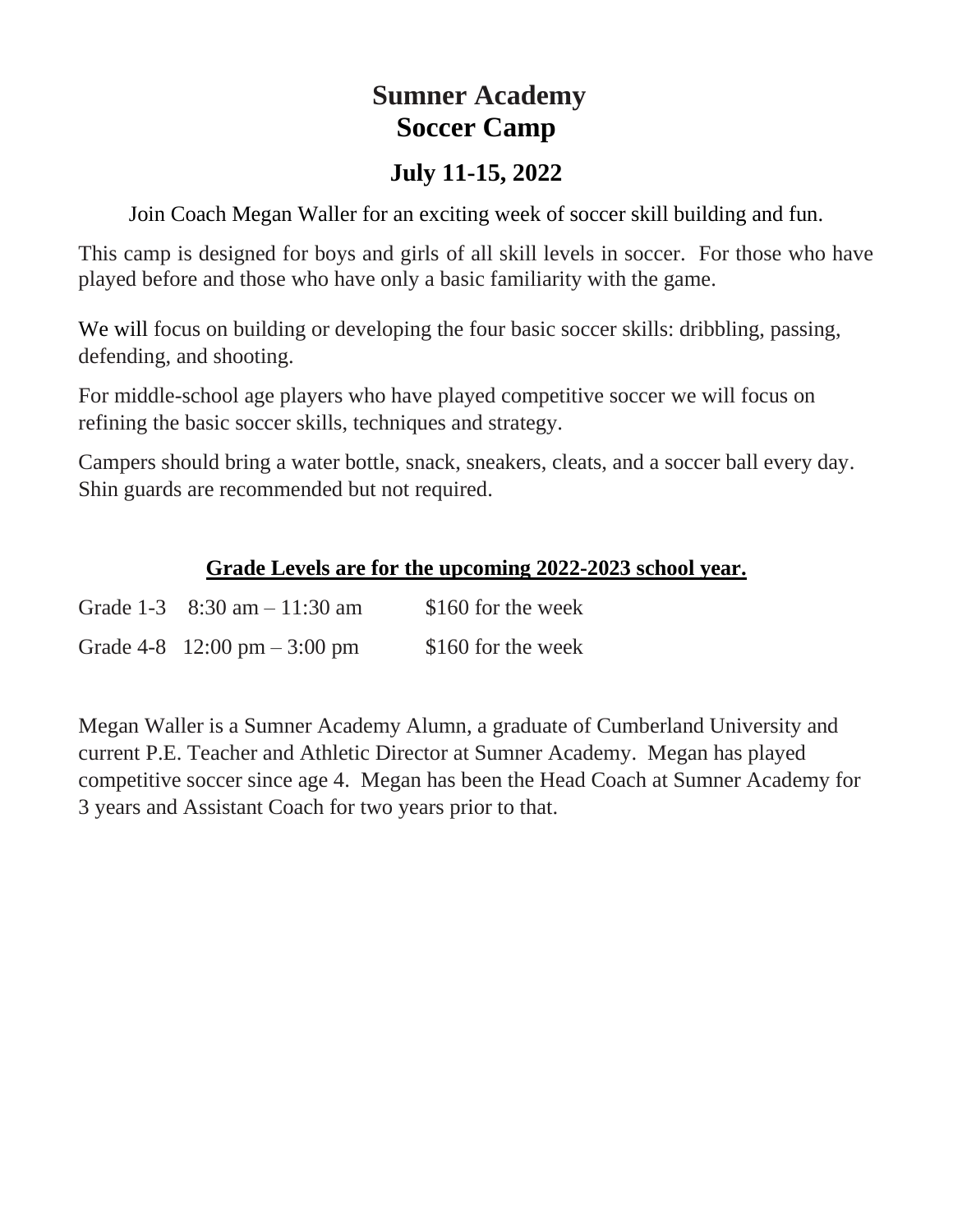# Sumner Academy
# Soccer Camp

## July 11-15, 2022

Join Coach Megan Waller for an exciting week of soccer skill building and fun.

This camp is designed for boys and girls of all skill levels in soccer. For those who have played before and those who have only a basic familiarity with the game.

We will focus on building or developing the four basic soccer skills: dribbling, passing, defending, and shooting.

For middle-school age players who have played competitive soccer we will focus on refining the basic soccer skills, techniques and strategy.

Campers should bring a water bottle, snack, sneakers, cleats, and a soccer ball every day. Shin guards are recommended but not required.

**<u>Grade Levels are for the upcoming 2022-2023 school year.</u>**

| | | |
|---|---|---|
| Grade 1-3 | 8:30 am – 11:30 am | $160 for the week |
| Grade 4-8 | 12:00 pm – 3:00 pm | $160 for the week |

Megan Waller is a Sumner Academy Alumn, a graduate of Cumberland University and current P.E. Teacher and Athletic Director at Sumner Academy. Megan has played competitive soccer since age 4. Megan has been the Head Coach at Sumner Academy for 3 years and Assistant Coach for two years prior to that.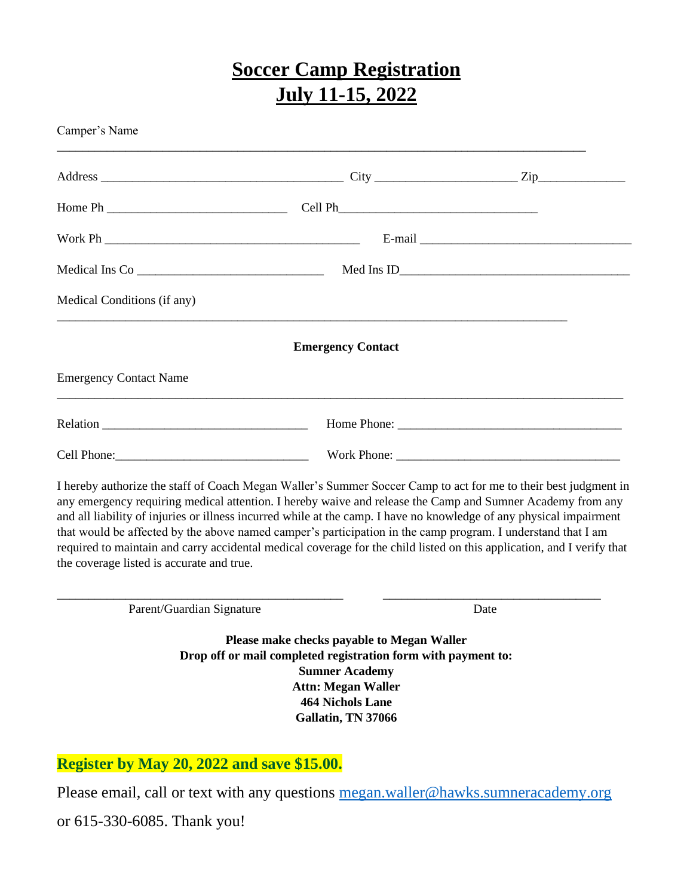# Soccer Camp Registration
# July 11-15, 2022

Camper's Name

_______________________________________________________________________________

Address ____________________________________ City _____________________ Zip_____________

Home Ph ___________________________ Cell Ph_____________________________

Work Ph _______________________________________ E-mail ________________________________

Medical Ins Co ____________________________ Med Ins ID___________________________________

Medical Conditions (if any)

_____________________________________________________________________________

**Emergency Contact**

Emergency Contact Name

_____________________________________________________________________________________

Relation _______________________________ Home Phone: __________________________________

Cell Phone:_____________________________ Work Phone: __________________________________

I hereby authorize the staff of Coach Megan Waller's Summer Soccer Camp to act for me to their best judgment in any emergency requiring medical attention. I hereby waive and release the Camp and Sumner Academy from any and all liability of injuries or illness incurred while at the camp. I have no knowledge of any physical impairment that would be affected by the above named camper's participation in the camp program. I understand that I am required to maintain and carry accidental medical coverage for the child listed on this application, and I verify that the coverage listed is accurate and true.

___________________________________________ _________________________________

Parent/Guardian Signature Date

**Please make checks payable to Megan Waller**
**Drop off or mail completed registration form with payment to:**
**Sumner Academy**
**Attn: Megan Waller**
**464 Nichols Lane**
**Gallatin, TN 37066**

**Register by May 20, 2022 and save $15.00.**

Please email, call or text with any questions megan.waller@hawks.sumneracademy.org or 615-330-6085. Thank you!